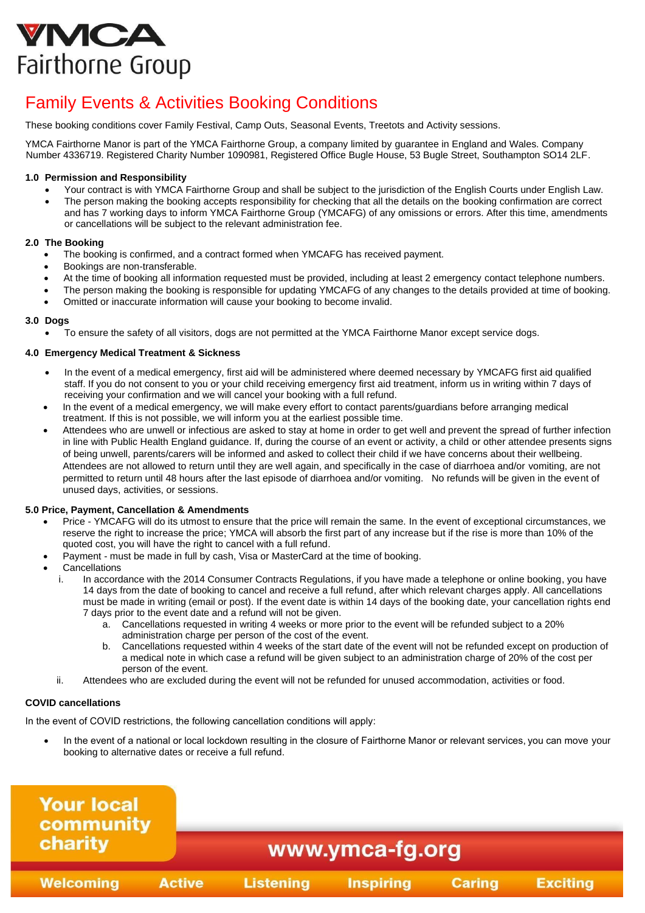YMCA Fairthorne Group

# Family Events & Activities Booking Conditions

These booking conditions cover Family Festival, Camp Outs, Seasonal Events, Treetots and Activity sessions.

YMCA Fairthorne Manor is part of the YMCA Fairthorne Group, a company limited by guarantee in England and Wales. Company Number 4336719. Registered Charity Number 1090981, Registered Office Bugle House, 53 Bugle Street, Southampton SO14 2LF.

### 1.0 Permission and Responsibility

- Your contract is with YMCA Fairthorne Group and shall be subject to the jurisdiction of the English Courts under English Law.
- The person making the booking accepts responsibility for checking that all the details on the booking confirmation are correct and has 7 working days to inform YMCA Fairthorne Group (YMCAFG) of any omissions or errors. After this time, amendments or cancellations will be subject to the relevant administration fee.

### 2.0 The Booking

- The booking is confirmed, and a contract formed when YMCAFG has received payment.
- Bookings are non-transferable.
- At the time of booking all information requested must be provided, including at least 2 emergency contact telephone numbers.
- The person making the booking is responsible for updating YMCAFG of any changes to the details provided at time of booking.
- Omitted or inaccurate information will cause your booking to become invalid.

### 3.0 Dogs

- To ensure the safety of all visitors, dogs are not permitted at the YMCA Fairthorne Manor except service dogs.

### 4.0 Emergency Medical Treatment & Sickness

- In the event of a medical emergency, first aid will be administered where deemed necessary by YMCAFG first aid qualified staff. If you do not consent to you or your child receiving emergency first aid treatment, inform us in writing within 7 days of receiving your confirmation and we will cancel your booking with a full refund.
- In the event of a medical emergency, we will make every effort to contact parents/guardians before arranging medical treatment. If this is not possible, we will inform you at the earliest possible time.
- Attendees who are unwell or infectious are asked to stay at home in order to get well and prevent the spread of further infection in line with Public Health England guidance. If, during the course of an event or activity, a child or other attendee presents signs of being unwell, parents/carers will be informed and asked to collect their child if we have concerns about their wellbeing. Attendees are not allowed to return until they are well again, and specifically in the case of diarrhoea and/or vomiting, are not permitted to return until 48 hours after the last episode of diarrhoea and/or vomiting. No refunds will be given in the event of unused days, activities, or sessions.

### 5.0 Price, Payment, Cancellation & Amendments

- Price - YMCAFG will do its utmost to ensure that the price will remain the same. In the event of exceptional circumstances, we reserve the right to increase the price; YMCA will absorb the first part of any increase but if the rise is more than 10% of the quoted cost, you will have the right to cancel with a full refund.
- Payment - must be made in full by cash, Visa or MasterCard at the time of booking.
- Cancellations
  i. In accordance with the 2014 Consumer Contracts Regulations, if you have made a telephone or online booking, you have 14 days from the date of booking to cancel and receive a full refund, after which relevant charges apply. All cancellations must be made in writing (email or post). If the event date is within 14 days of the booking date, your cancellation rights end 7 days prior to the event date and a refund will not be given.
     a. Cancellations requested in writing 4 weeks or more prior to the event will be refunded subject to a 20% administration charge per person of the cost of the event.
     b. Cancellations requested within 4 weeks of the start date of the event will not be refunded except on production of a medical note in which case a refund will be given subject to an administration charge of 20% of the cost per person of the event.
  ii. Attendees who are excluded during the event will not be refunded for unused accommodation, activities or food.

### COVID cancellations

In the event of COVID restrictions, the following cancellation conditions will apply:

- In the event of a national or local lockdown resulting in the closure of Fairthorne Manor or relevant services, you can move your booking to alternative dates or receive a full refund.

Your local community charity

www.ymca-fg.org

Welcoming Active Listening Inspiring Caring Exciting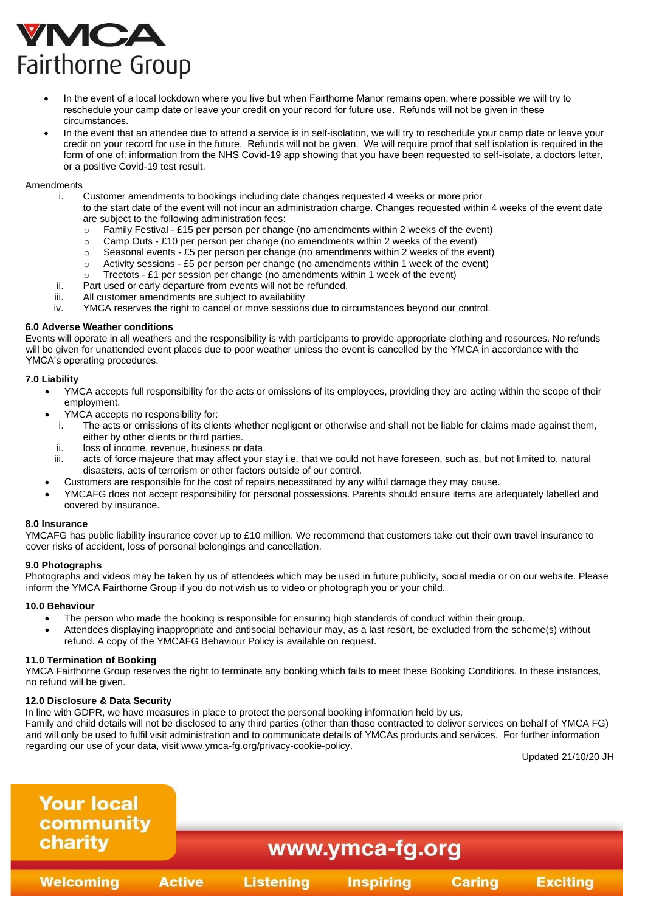- In the event of a local lockdown where you live but when Fairthorne Manor remains open, where possible we will try to reschedule your camp date or leave your credit on your record for future use. Refunds will not be given in these circumstances.
- In the event that an attendee due to attend a service is in self-isolation, we will try to reschedule your camp date or leave your credit on your record for use in the future. Refunds will not be given. We will require proof that self isolation is required in the form of one of: information from the NHS Covid-19 app showing that you have been requested to self-isolate, a doctors letter, or a positive Covid-19 test result.

Amendments

i. Customer amendments to bookings including date changes requested 4 weeks or more prior to the start date of the event will not incur an administration charge. Changes requested within 4 weeks of the event date are subject to the following administration fees:
   - Family Festival - £15 per person per change (no amendments within 2 weeks of the event)
   - Camp Outs - £10 per person per change (no amendments within 2 weeks of the event)
   - Seasonal events - £5 per person per change (no amendments within 2 weeks of the event)
   - Activity sessions - £5 per person per change (no amendments within 1 week of the event)
   - Treetots - £1 per session per change (no amendments within 1 week of the event)

ii. Part used or early departure from events will not be refunded.

iii. All customer amendments are subject to availability

iv. YMCA reserves the right to cancel or move sessions due to circumstances beyond our control.

**6.0 Adverse Weather conditions**

Events will operate in all weathers and the responsibility is with participants to provide appropriate clothing and resources. No refunds will be given for unattended event places due to poor weather unless the event is cancelled by the YMCA in accordance with the YMCA's operating procedures.

**7.0 Liability**

- YMCA accepts full responsibility for the acts or omissions of its employees, providing they are acting within the scope of their employment.
- YMCA accepts no responsibility for:
  i. The acts or omissions of its clients whether negligent or otherwise and shall not be liable for claims made against them, either by other clients or third parties.
  ii. loss of income, revenue, business or data.
  iii. acts of force majeure that may affect your stay i.e. that we could not have foreseen, such as, but not limited to, natural disasters, acts of terrorism or other factors outside of our control.
- Customers are responsible for the cost of repairs necessitated by any wilful damage they may cause.
- YMCAFG does not accept responsibility for personal possessions. Parents should ensure items are adequately labelled and covered by insurance.

**8.0 Insurance**

YMCAFG has public liability insurance cover up to £10 million. We recommend that customers take out their own travel insurance to cover risks of accident, loss of personal belongings and cancellation.

**9.0 Photographs**

Photographs and videos may be taken by us of attendees which may be used in future publicity, social media or on our website. Please inform the YMCA Fairthorne Group if you do not wish us to video or photograph you or your child.

**10.0 Behaviour**

- The person who made the booking is responsible for ensuring high standards of conduct within their group.
- Attendees displaying inappropriate and antisocial behaviour may, as a last resort, be excluded from the scheme(s) without refund. A copy of the YMCAFG Behaviour Policy is available on request.

**11.0 Termination of Booking**

YMCA Fairthorne Group reserves the right to terminate any booking which fails to meet these Booking Conditions. In these instances, no refund will be given.

**12.0 Disclosure & Data Security**

In line with GDPR, we have measures in place to protect the personal booking information held by us.
Family and child details will not be disclosed to any third parties (other than those contracted to deliver services on behalf of YMCA FG) and will only be used to fulfil visit administration and to communicate details of YMCAs products and services. For further information regarding our use of your data, visit www.ymca-fg.org/privacy-cookie-policy.

Updated 21/10/20 JH